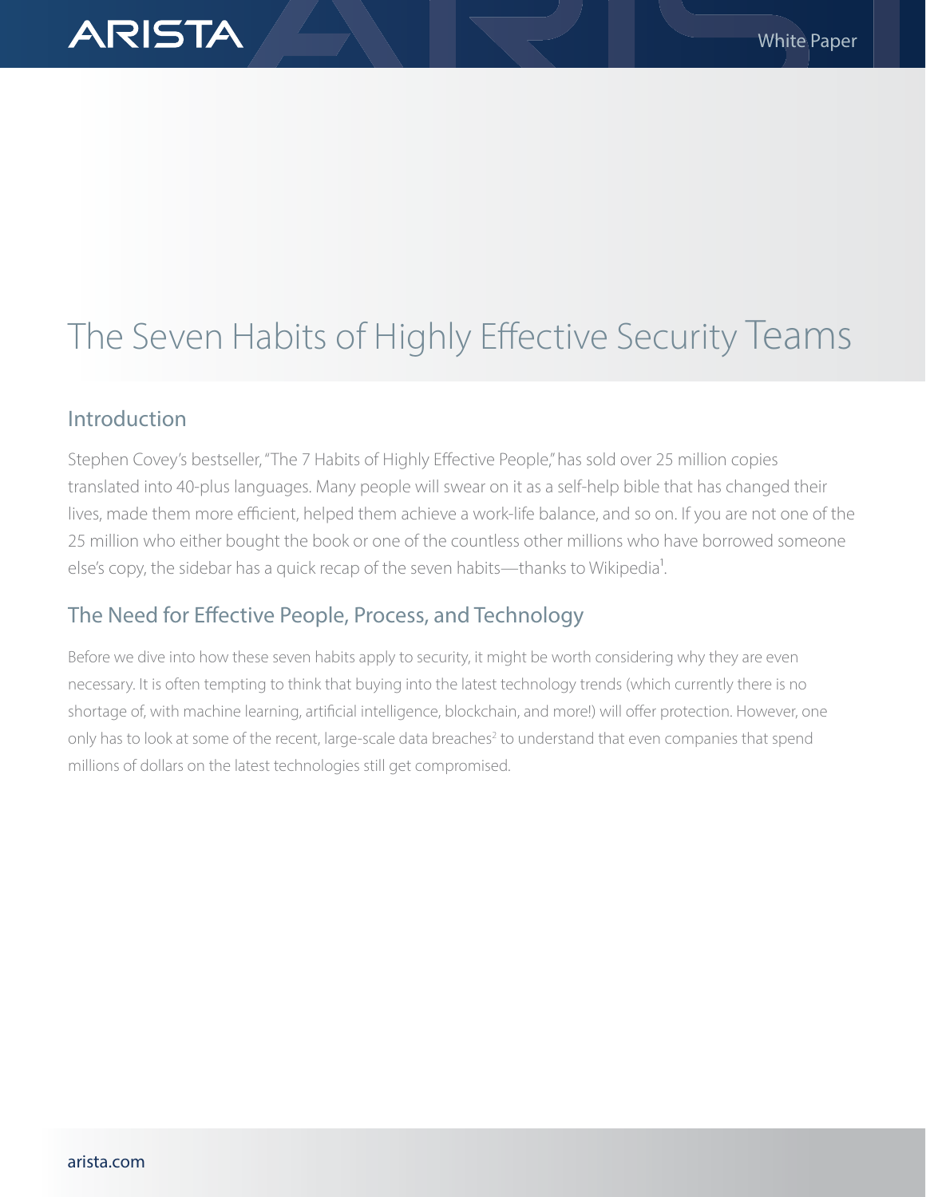# The Seven Habits of Highly Effective Security Teams

## Introduction

Stephen Covey's bestseller, "The 7 Habits of Highly Effective People," has sold over 25 million copies translated into 40-plus languages. Many people will swear on it as a self-help bible that has changed their lives, made them more efficient, helped them achieve a work-life balance, and so on. If you are not one of the 25 million who either bought the book or one of the countless other millions who have borrowed someone else's copy, the sidebar has a quick recap of the seven habits—thanks to Wikipedia[1].

## The Need for Effective People, Process, and Technology

Before we dive into how these seven habits apply to security, it might be worth considering why they are even necessary. It is often tempting to think that buying into the latest technology trends (which currently there is no shortage of, with machine learning, artificial intelligence, blockchain, and more!) will offer protection. However, one only has to look at some of the recent, large-scale data breaches[2] to understand that even companies that spend millions of dollars on the latest technologies still get compromised.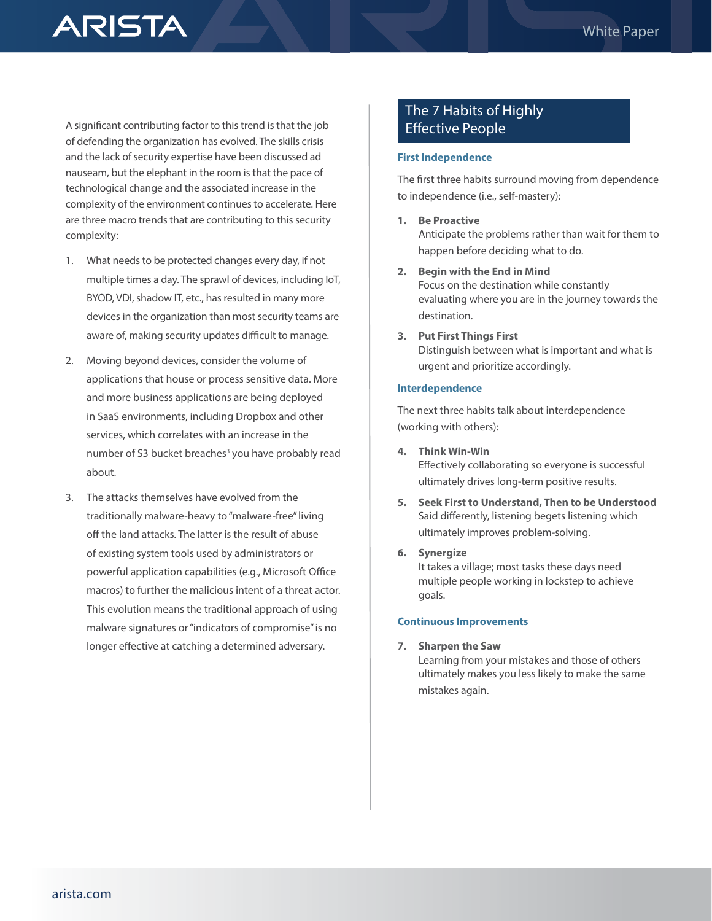A significant contributing factor to this trend is that the job of defending the organization has evolved. The skills crisis and the lack of security expertise have been discussed ad nauseam, but the elephant in the room is that the pace of technological change and the associated increase in the complexity of the environment continues to accelerate. Here are three macro trends that are contributing to this security complexity:

1. What needs to be protected changes every day, if not multiple times a day. The sprawl of devices, including IoT, BYOD, VDI, shadow IT, etc., has resulted in many more devices in the organization than most security teams are aware of, making security updates difficult to manage.
2. Moving beyond devices, consider the volume of applications that house or process sensitive data. More and more business applications are being deployed in SaaS environments, including Dropbox and other services, which correlates with an increase in the number of S3 bucket breaches[3] you have probably read about.
3. The attacks themselves have evolved from the traditionally malware-heavy to "malware-free" living off the land attacks. The latter is the result of abuse of existing system tools used by administrators or powerful application capabilities (e.g., Microsoft Office macros) to further the malicious intent of a threat actor. This evolution means the traditional approach of using malware signatures or "indicators of compromise" is no longer effective at catching a determined adversary.

## The 7 Habits of Highly Effective People

### First Independence

The first three habits surround moving from dependence to independence (i.e., self-mastery):

1. **Be Proactive**
   Anticipate the problems rather than wait for them to happen before deciding what to do.
2. **Begin with the End in Mind**
   Focus on the destination while constantly evaluating where you are in the journey towards the destination.
3. **Put First Things First**
   Distinguish between what is important and what is urgent and prioritize accordingly.

### Interdependence

The next three habits talk about interdependence (working with others):

4. **Think Win-Win**
   Effectively collaborating so everyone is successful ultimately drives long-term positive results.
5. **Seek First to Understand, Then to be Understood**
   Said differently, listening begets listening which ultimately improves problem-solving.
6. **Synergize**
   It takes a village; most tasks these days need multiple people working in lockstep to achieve goals.

### Continuous Improvements

7. **Sharpen the Saw**
   Learning from your mistakes and those of others ultimately makes you less likely to make the same mistakes again.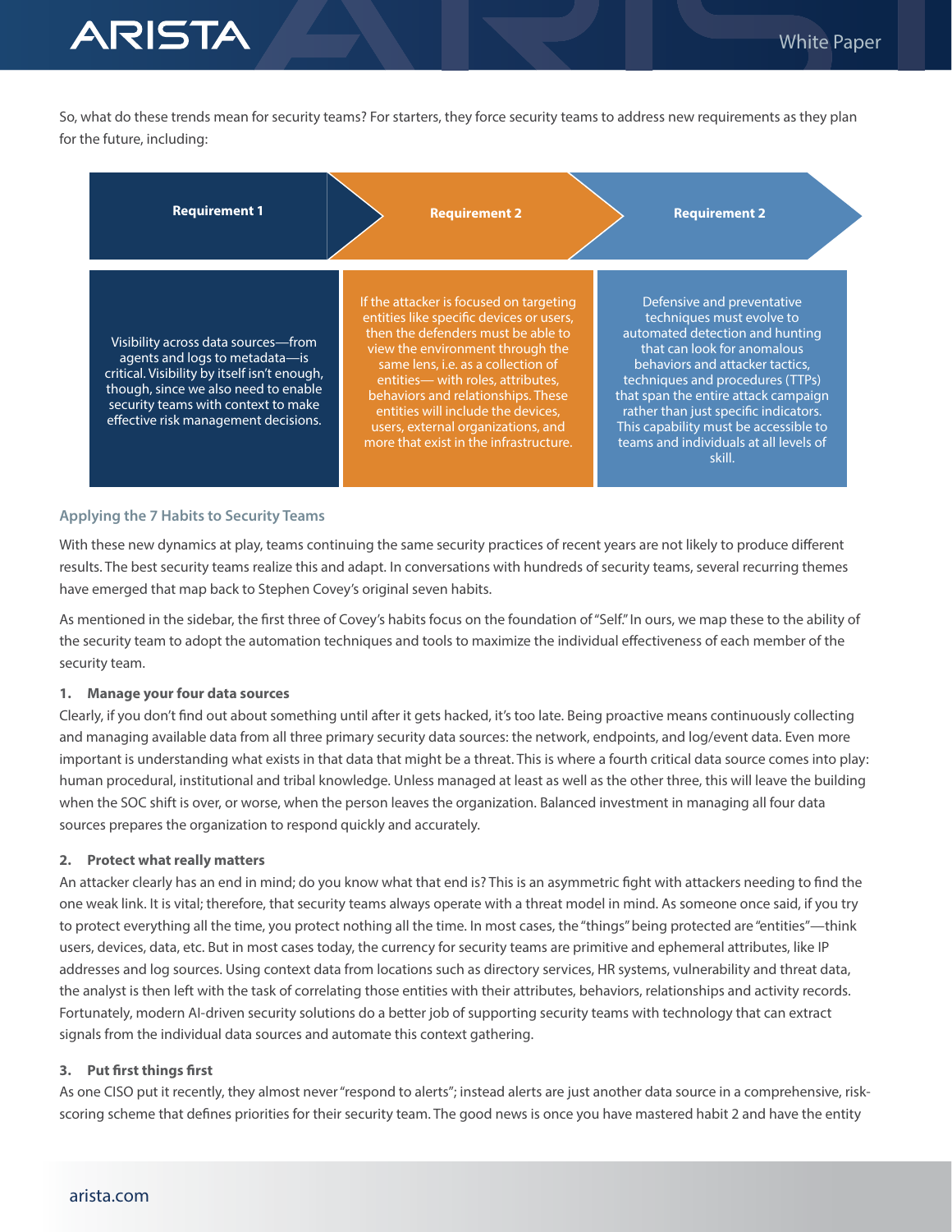So, what do these trends mean for security teams? For starters, they force security teams to address new requirements as they plan for the future, including:

| Requirement 1 | Requirement 2 | Requirement 2 |
|---|---|---|
| Visibility across data sources—from agents and logs to metadata—is critical. Visibility by itself isn't enough, though, since we also need to enable security teams with context to make effective risk management decisions. | If the attacker is focused on targeting entities like specific devices or users, then the defenders must be able to view the environment through the same lens, i.e. as a collection of entities— with roles, attributes, behaviors and relationships. These entities will include the devices, users, external organizations, and more that exist in the infrastructure. | Defensive and preventative techniques must evolve to automated detection and hunting that can look for anomalous behaviors and attacker tactics, techniques and procedures (TTPs) that span the entire attack campaign rather than just specific indicators. This capability must be accessible to teams and individuals at all levels of skill. |

### Applying the 7 Habits to Security Teams

With these new dynamics at play, teams continuing the same security practices of recent years are not likely to produce different results. The best security teams realize this and adapt. In conversations with hundreds of security teams, several recurring themes have emerged that map back to Stephen Covey's original seven habits.

As mentioned in the sidebar, the first three of Covey's habits focus on the foundation of "Self." In ours, we map these to the ability of the security team to adopt the automation techniques and tools to maximize the individual effectiveness of each member of the security team.

**1. Manage your four data sources**

Clearly, if you don't find out about something until after it gets hacked, it's too late. Being proactive means continuously collecting and managing available data from all three primary security data sources: the network, endpoints, and log/event data. Even more important is understanding what exists in that data that might be a threat. This is where a fourth critical data source comes into play: human procedural, institutional and tribal knowledge. Unless managed at least as well as the other three, this will leave the building when the SOC shift is over, or worse, when the person leaves the organization. Balanced investment in managing all four data sources prepares the organization to respond quickly and accurately.

**2. Protect what really matters**

An attacker clearly has an end in mind; do you know what that end is? This is an asymmetric fight with attackers needing to find the one weak link. It is vital; therefore, that security teams always operate with a threat model in mind. As someone once said, if you try to protect everything all the time, you protect nothing all the time. In most cases, the "things" being protected are "entities"—think users, devices, data, etc. But in most cases today, the currency for security teams are primitive and ephemeral attributes, like IP addresses and log sources. Using context data from locations such as directory services, HR systems, vulnerability and threat data, the analyst is then left with the task of correlating those entities with their attributes, behaviors, relationships and activity records. Fortunately, modern AI-driven security solutions do a better job of supporting security teams with technology that can extract signals from the individual data sources and automate this context gathering.

**3. Put first things first**

As one CISO put it recently, they almost never "respond to alerts"; instead alerts are just another data source in a comprehensive, risk-scoring scheme that defines priorities for their security team. The good news is once you have mastered habit 2 and have the entity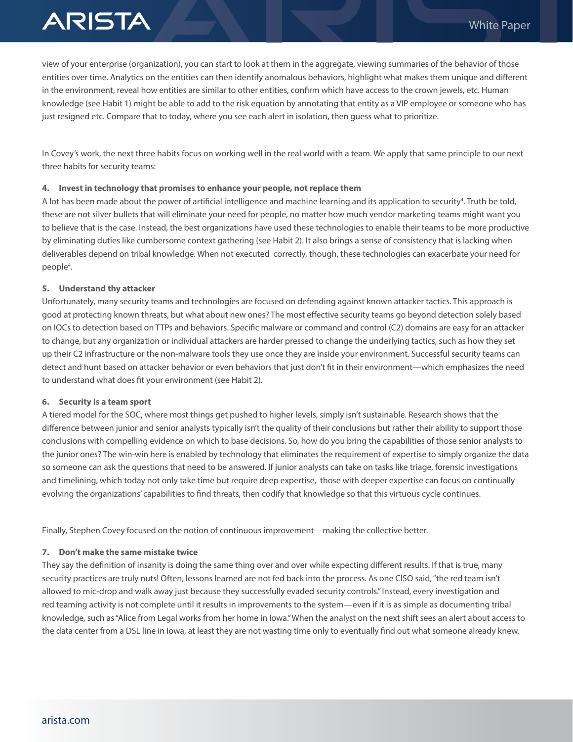view of your enterprise (organization), you can start to look at them in the aggregate, viewing summaries of the behavior of those entities over time. Analytics on the entities can then identify anomalous behaviors, highlight what makes them unique and different in the environment, reveal how entities are similar to other entities, confirm which have access to the crown jewels, etc. Human knowledge (see Habit 1) might be able to add to the risk equation by annotating that entity as a VIP employee or someone who has just resigned etc. Compare that to today, where you see each alert in isolation, then guess what to prioritize.

In Covey's work, the next three habits focus on working well in the real world with a team. We apply that same principle to our next three habits for security teams:

**4. Invest in technology that promises to enhance your people, not replace them**

A lot has been made about the power of artificial intelligence and machine learning and its application to security[4]. Truth be told, these are not silver bullets that will eliminate your need for people, no matter how much vendor marketing teams might want you to believe that is the case. Instead, the best organizations have used these technologies to enable their teams to be more productive by eliminating duties like cumbersome context gathering (see Habit 2). It also brings a sense of consistency that is lacking when deliverables depend on tribal knowledge. When not executed correctly, though, these technologies can exacerbate your need for people[4].

**5. Understand thy attacker**

Unfortunately, many security teams and technologies are focused on defending against known attacker tactics. This approach is good at protecting known threats, but what about new ones? The most effective security teams go beyond detection solely based on IOCs to detection based on TTPs and behaviors. Specific malware or command and control (C2) domains are easy for an attacker to change, but any organization or individual attackers are harder pressed to change the underlying tactics, such as how they set up their C2 infrastructure or the non-malware tools they use once they are inside your environment. Successful security teams can detect and hunt based on attacker behavior or even behaviors that just don't fit in their environment—which emphasizes the need to understand what does fit your environment (see Habit 2).

**6. Security is a team sport**

A tiered model for the SOC, where most things get pushed to higher levels, simply isn't sustainable. Research shows that the difference between junior and senior analysts typically isn't the quality of their conclusions but rather their ability to support those conclusions with compelling evidence on which to base decisions. So, how do you bring the capabilities of those senior analysts to the junior ones? The win-win here is enabled by technology that eliminates the requirement of expertise to simply organize the data so someone can ask the questions that need to be answered. If junior analysts can take on tasks like triage, forensic investigations and timelining, which today not only take time but require deep expertise, those with deeper expertise can focus on continually evolving the organizations' capabilities to find threats, then codify that knowledge so that this virtuous cycle continues.

Finally, Stephen Covey focused on the notion of continuous improvement—making the collective better.

**7. Don't make the same mistake twice**

They say the definition of insanity is doing the same thing over and over while expecting different results. If that is true, many security practices are truly nuts! Often, lessons learned are not fed back into the process. As one CISO said, "the red team isn't allowed to mic-drop and walk away just because they successfully evaded security controls." Instead, every investigation and red teaming activity is not complete until it results in improvements to the system—even if it is as simple as documenting tribal knowledge, such as "Alice from Legal works from her home in Iowa." When the analyst on the next shift sees an alert about access to the data center from a DSL line in Iowa, at least they are not wasting time only to eventually find out what someone already knew.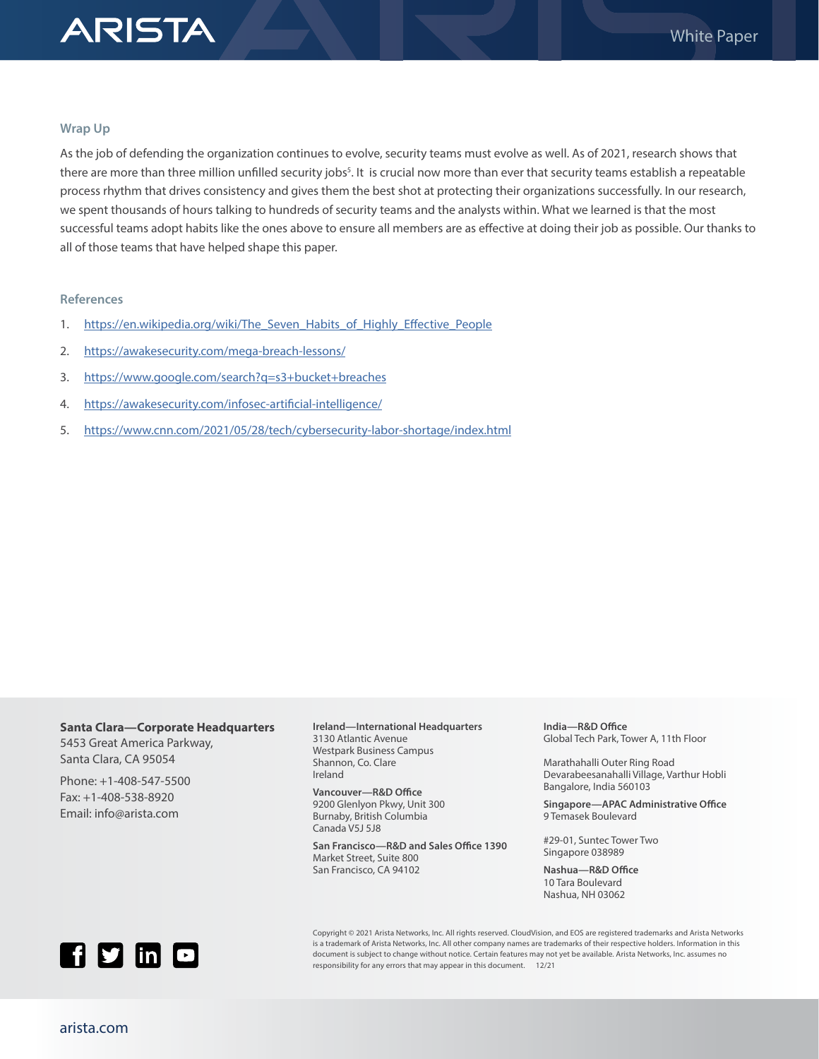## Wrap Up

As the job of defending the organization continues to evolve, security teams must evolve as well. As of 2021, research shows that there are more than three million unfilled security jobs[5]. It is crucial now more than ever that security teams establish a repeatable process rhythm that drives consistency and gives them the best shot at protecting their organizations successfully. In our research, we spent thousands of hours talking to hundreds of security teams and the analysts within. What we learned is that the most successful teams adopt habits like the ones above to ensure all members are as effective at doing their job as possible. Our thanks to all of those teams that have helped shape this paper.

## References

1. https://en.wikipedia.org/wiki/The_Seven_Habits_of_Highly_Effective_People
2. https://awakesecurity.com/mega-breach-lessons/
3. https://www.google.com/search?q=s3+bucket+breaches
4. https://awakesecurity.com/infosec-artificial-intelligence/
5. https://www.cnn.com/2021/05/28/tech/cybersecurity-labor-shortage/index.html

**Santa Clara—Corporate Headquarters**
5453 Great America Parkway,
Santa Clara, CA 95054

Phone: +1-408-547-5500
Fax: +1-408-538-8920
Email: info@arista.com

**Ireland—International Headquarters**
3130 Atlantic Avenue
Westpark Business Campus
Shannon, Co. Clare
Ireland

**Vancouver—R&D Office**
9200 Glenlyon Pkwy, Unit 300
Burnaby, British Columbia
Canada V5J 5J8

**San Francisco—R&D and Sales Office 1390**
Market Street, Suite 800
San Francisco, CA 94102

**India—R&D Office**
Global Tech Park, Tower A, 11th Floor

Marathahalli Outer Ring Road
Devarabeesanahalli Village, Varthur Hobli
Bangalore, India 560103

**Singapore—APAC Administrative Office**
9 Temasek Boulevard

#29-01, Suntec Tower Two
Singapore 038989

**Nashua—R&D Office**
10 Tara Boulevard
Nashua, NH 03062

Copyright © 2021 Arista Networks, Inc. All rights reserved. CloudVision, and EOS are registered trademarks and Arista Networks is a trademark of Arista Networks, Inc. All other company names are trademarks of their respective holders. Information in this document is subject to change without notice. Certain features may not yet be available. Arista Networks, Inc. assumes no responsibility for any errors that may appear in this document. 12/21

arista.com